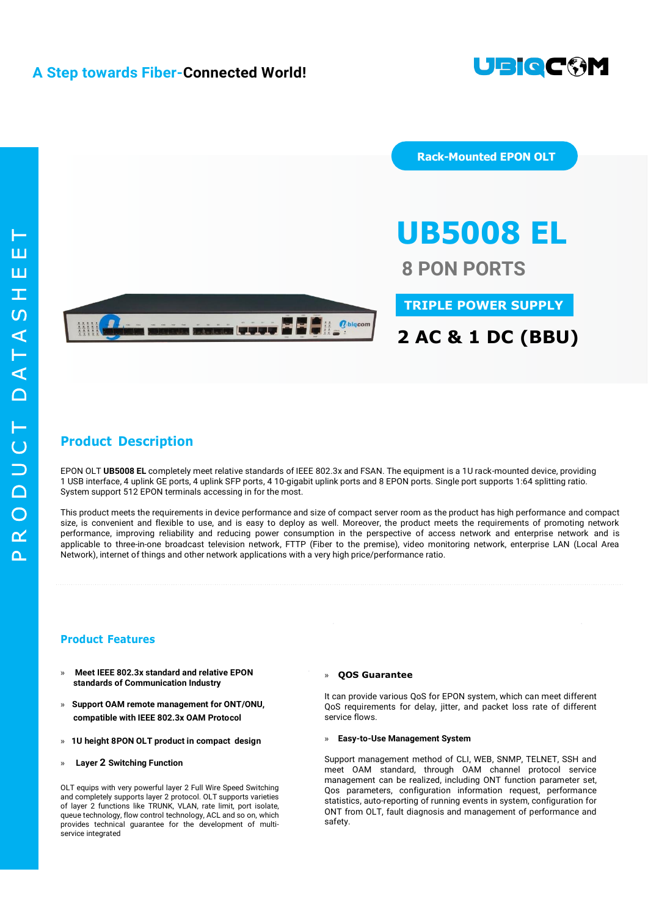A Step towards Fiber-**Connected World!**

Rack-Mounted EPON OLT

# UB5008 EL

## 8 PON PORTS

**TRIPLE POWER SUPPLY**

**2 AC & 1 DC (BBU)**

## Product Description

EPON OLT **UB5008 EL** completely meet relative standards of IEEE 802.3x and FSAN. The equipment is a 1U rack-mounted device, providing 1 USB interface, 4 uplink GE ports, 4 uplink SFP ports, 4 10-gigabit uplink ports and 8 EPON ports. Single port supports 1:64 splitting ratio. System support 512 EPON terminals accessing in for the most.

This product meets the requirements in device performance and size of compact server room as the product has high performance and compact size, is convenient and flexible to use, and is easy to deploy as well. Moreover, the product meets the requirements of promoting network performance, improving reliability and reducing power consumption in the perspective of access network and enterprise network and is applicable to three-in-one broadcast television network, FTTP (Fiber to the premise), video monitoring network, enterprise LAN (Local Area Network), internet of things and other network applications with a very high price/performance ratio.

## Product Features

» **Meet IEEE 802.3x standard and relative EPON standards of Communication Industry**

» **Support OAM remote management for ONT/ONU, compatible with IEEE 802.3x OAM Protocol**

» **1U height 8PON OLT product in compact design**

» **Layer 2 Switching Function**

OLT equips with very powerful layer 2 Full Wire Speed Switching and completely supports layer 2 protocol. OLT supports varieties of layer 2 functions like TRUNK, VLAN, rate limit, port isolate, queue technology, flow control technology, ACL and so on, which provides technical guarantee for the development of multi-service integrated

» **QOS Guarantee**

It can provide various QoS for EPON system, which can meet different QoS requirements for delay, jitter, and packet loss rate of different service flows.

» **Easy-to-Use Management System**

Support management method of CLI, WEB, SNMP, TELNET, SSH and meet OAM standard, through OAM channel protocol service management can be realized, including ONT function parameter set, Qos parameters, configuration information request, performance statistics, auto-reporting of running events in system, configuration for ONT from OLT, fault diagnosis and management of performance and safety.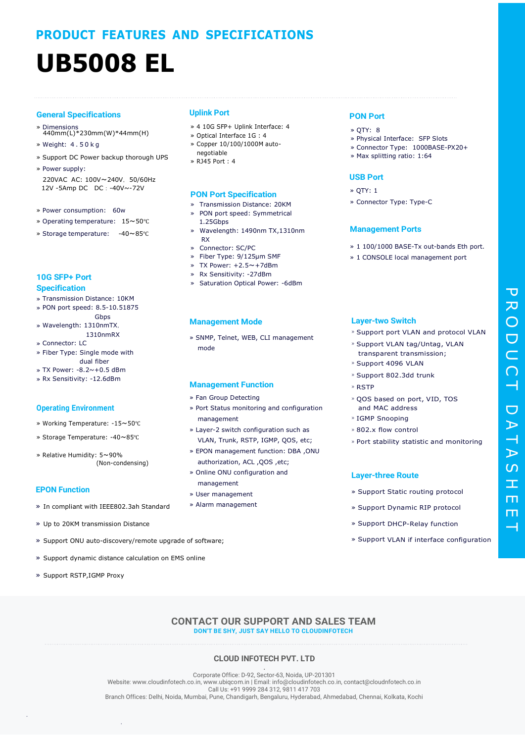# PRODUCT FEATURES AND SPECIFICATIONS

# UB5008 EL

## General Specifications

- Dimensions 440mm(L)*230mm(W)*44mm(H)
- Weight: 4.50kg
- Support DC Power backup thorough UPS
- Power supply:

  220VAC AC: 100V～240V, 50/60Hz
  12V -5Amp DC DC : -40V~-72V

- Power consumption: 60w
- Operating temperature: 15～50℃
- Storage temperature: -40～85℃

## 10G SFP+ Port Specification

- Transmission Distance: 10KM
- PON port speed: 8.5-10.51875 Gbps
- Wavelength: 1310nmTX, 1310nmRX
- Connector: LC
- Fiber Type: Single mode with dual fiber
- TX Power: -8.2～+0.5 dBm
- Rx Sensitivity: -12.6dBm

## Operating Environment

- Working Temperature: -15～50℃
- Storage Temperature: -40～85℃
- Relative Humidity: 5～90% (Non-condensing)

## EPON Function

- In compliant with IEEE802.3ah Standard
- Up to 20KM transmission Distance
- Support ONU auto-discovery/remote upgrade of software;
- Support dynamic distance calculation on EMS online
- Support RSTP,IGMP Proxy

## Uplink Port

- 4 10G SFP+ Uplink Interface: 4
- Optical Interface 1G : 4
- Copper 10/100/1000M auto-negotiable
- RJ45 Port : 4

## PON Port Specification

- Transmission Distance: 20KM
- PON port speed: Symmetrical 1.25Gbps
- Wavelength: 1490nm TX,1310nm RX
- Connector: SC/PC
- Fiber Type: 9/125μm SMF
- TX Power: +2.5～+7dBm
- Rx Sensitivity: -27dBm
- Saturation Optical Power: -6dBm

## Management Mode

- SNMP, Telnet, WEB, CLI management mode

## Management Function

- Fan Group Detecting
- Port Status monitoring and configuration management
- Layer-2 switch configuration such as VLAN, Trunk, RSTP, IGMP, QOS, etc;
- EPON management function: DBA ,ONU authorization, ACL ,QOS ,etc;
- Online ONU configuration and management
- User management
- Alarm management

## PON Port

- QTY: 8
- Physical Interface: SFP Slots
- Connector Type: 1000BASE-PX20+
- Max splitting ratio: 1:64

## USB Port

- QTY: 1
- Connector Type: Type-C

## Management Ports

- 1 100/1000 BASE-Tx out-bands Eth port.
- 1 CONSOLE local management port

## Layer-two Switch

- Support port VLAN and protocol VLAN
- Support VLAN tag/Untag, VLAN transparent transmission;
- Support 4096 VLAN
- Support 802.3dd trunk
- RSTP
- QOS based on port, VID, TOS and MAC address
- IGMP Snooping
- 802.x flow control
- Port stability statistic and monitoring

## Layer-three Route

- Support Static routing protocol
- Support Dynamic RIP protocol
- Support DHCP-Relay function
- Support VLAN if interface configuration

PRODUCT DATASHEET

## CONTACT OUR SUPPORT AND SALES TEAM

DON'T BE SHY, JUST SAY HELLO TO CLOUDINFOTECH

### CLOUD INFOTECH PVT. LTD

Corporate Office: D-92, Sector-63, Noida, UP-201301
Website: www.cloudinfotech.co.in, www.ubiqcom.in | Email: info@cloudinfotech.co.in, contact@cloudnfotech.co.in
Call Us: +91 9999 284 312, 9811 417 703
Branch Offices: Delhi, Noida, Mumbai, Pune, Chandigarh, Bengaluru, Hyderabad, Ahmedabad, Chennai, Kolkata, Kochi